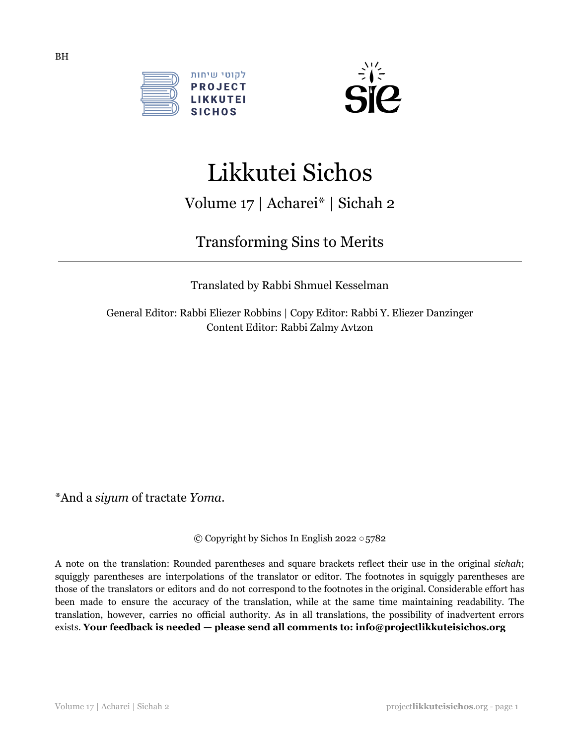BH

לקוטי שיחות
PROJECT
LIKKUTEI
SICHOS

sie

# Likkutei Sichos

## Volume 17 | Acharei* | Sichah 2

## Transforming Sins to Merits

---

Translated by Rabbi Shmuel Kesselman

General Editor: Rabbi Eliezer Robbins | Copy Editor: Rabbi Y. Eliezer Danzinger
Content Editor: Rabbi Zalmy Avtzon

*And a *siyum* of tractate *Yoma*.

© Copyright by Sichos In English 2022 ○ 5782

A note on the translation: Rounded parentheses and square brackets reflect their use in the original *sichah*; squiggly parentheses are interpolations of the translator or editor. The footnotes in squiggly parentheses are those of the translators or editors and do not correspond to the footnotes in the original. Considerable effort has been made to ensure the accuracy of the translation, while at the same time maintaining readability. The translation, however, carries no official authority. As in all translations, the possibility of inadvertent errors exists. **Your feedback is needed — please send all comments to: info@projectlikkuteisichos.org**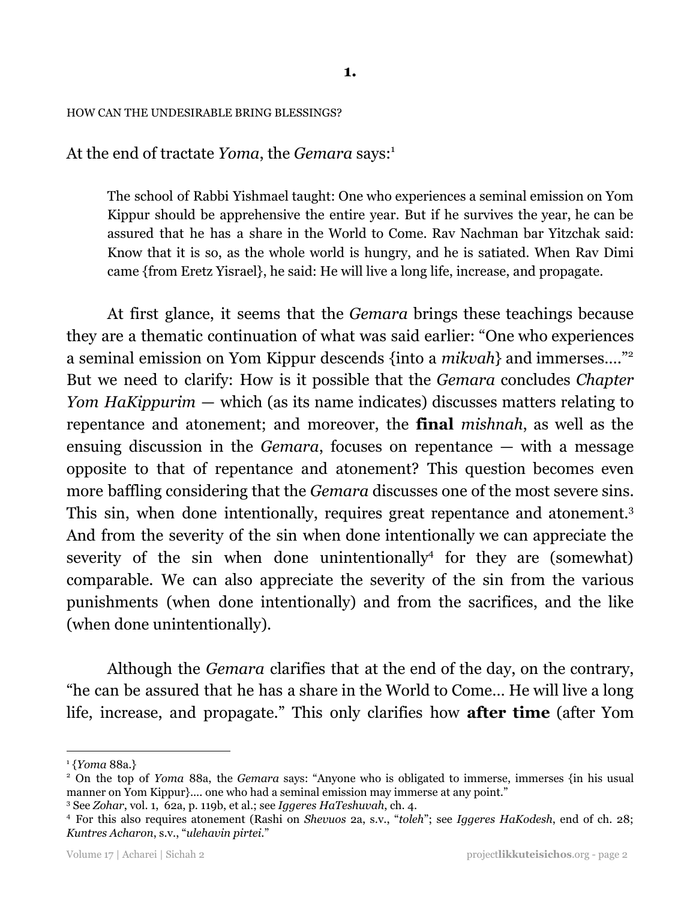**1.**

HOW CAN THE UNDESIRABLE BRING BLESSINGS?

At the end of tractate *Yoma*, the *Gemara* says:[1]

> The school of Rabbi Yishmael taught: One who experiences a seminal emission on Yom Kippur should be apprehensive the entire year. But if he survives the year, he can be assured that he has a share in the World to Come. Rav Nachman bar Yitzchak said: Know that it is so, as the whole world is hungry, and he is satiated. When Rav Dimi came {from Eretz Yisrael}, he said: He will live a long life, increase, and propagate.

At first glance, it seems that the *Gemara* brings these teachings because they are a thematic continuation of what was said earlier: "One who experiences a seminal emission on Yom Kippur descends {into a *mikvah*} and immerses...."[2] But we need to clarify: How is it possible that the *Gemara* concludes *Chapter Yom HaKippurim* — which (as its name indicates) discusses matters relating to repentance and atonement; and moreover, the **final** *mishnah*, as well as the ensuing discussion in the *Gemara*, focuses on repentance — with a message opposite to that of repentance and atonement? This question becomes even more baffling considering that the *Gemara* discusses one of the most severe sins. This sin, when done intentionally, requires great repentance and atonement.[3] And from the severity of the sin when done intentionally we can appreciate the severity of the sin when done unintentionally[4] for they are (somewhat) comparable. We can also appreciate the severity of the sin from the various punishments (when done intentionally) and from the sacrifices, and the like (when done unintentionally).

Although the *Gemara* clarifies that at the end of the day, on the contrary, "he can be assured that he has a share in the World to Come... He will live a long life, increase, and propagate." This only clarifies how **after time** (after Yom

---

[1] {*Yoma* 88a.}

[2] On the top of *Yoma* 88a, the *Gemara* says: "Anyone who is obligated to immerse, immerses {in his usual manner on Yom Kippur}.... one who had a seminal emission may immerse at any point."

[3] See *Zohar*, vol. 1, 62a, p. 119b, et al.; see *Iggeres HaTeshuvah*, ch. 4.

[4] For this also requires atonement (Rashi on *Shevuos* 2a, s.v., "*toleh*"; see *Iggeres HaKodesh*, end of ch. 28; *Kuntres Acharon*, s.v., "*ulehavin pirtei*."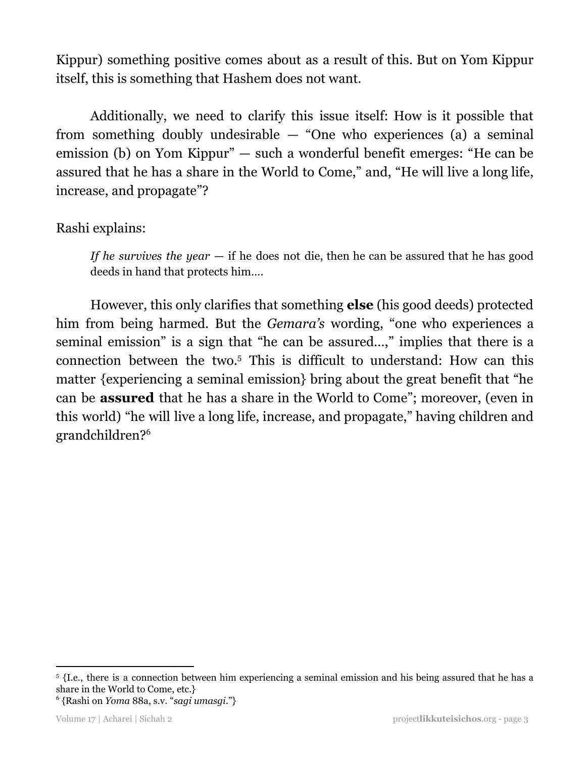Kippur) something positive comes about as a result of this. But on Yom Kippur itself, this is something that Hashem does not want.

Additionally, we need to clarify this issue itself: How is it possible that from something doubly undesirable — "One who experiences (a) a seminal emission (b) on Yom Kippur" — such a wonderful benefit emerges: "He can be assured that he has a share in the World to Come," and, "He will live a long life, increase, and propagate"?

Rashi explains:

> *If he survives the year* — if he does not die, then he can be assured that he has good deeds in hand that protects him….

However, this only clarifies that something **else** (his good deeds) protected him from being harmed. But the *Gemara's* wording, "one who experiences a seminal emission" is a sign that "he can be assured…," implies that there is a connection between the two.[5] This is difficult to understand: How can this matter {experiencing a seminal emission} bring about the great benefit that "he can be **assured** that he has a share in the World to Come"; moreover, (even in this world) "he will live a long life, increase, and propagate," having children and grandchildren?[6]

---

[5] {I.e., there is a connection between him experiencing a seminal emission and his being assured that he has a share in the World to Come, etc.}

[6] {Rashi on *Yoma* 88a, s.v. "*sagi umasgi*."}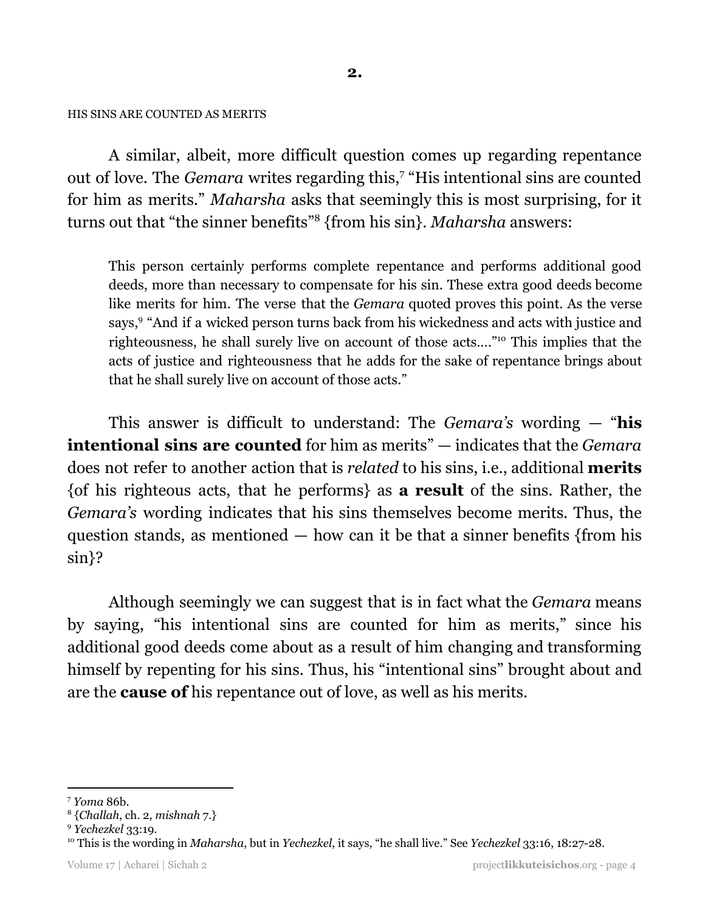## 2.

HIS SINS ARE COUNTED AS MERITS

A similar, albeit, more difficult question comes up regarding repentance out of love. The *Gemara* writes regarding this,[7] "His intentional sins are counted for him as merits." *Maharsha* asks that seemingly this is most surprising, for it turns out that "the sinner benefits"[8] {from his sin}. *Maharsha* answers:

> This person certainly performs complete repentance and performs additional good deeds, more than necessary to compensate for his sin. These extra good deeds become like merits for him. The verse that the *Gemara* quoted proves this point. As the verse says,[9] "And if a wicked person turns back from his wickedness and acts with justice and righteousness, he shall surely live on account of those acts...."[10] This implies that the acts of justice and righteousness that he adds for the sake of repentance brings about that he shall surely live on account of those acts."

This answer is difficult to understand: The *Gemara's* wording — "**his intentional sins are counted** for him as merits" — indicates that the *Gemara* does not refer to another action that is *related* to his sins, i.e., additional **merits** {of his righteous acts, that he performs} as **a result** of the sins. Rather, the *Gemara's* wording indicates that his sins themselves become merits. Thus, the question stands, as mentioned — how can it be that a sinner benefits {from his sin}?

Although seemingly we can suggest that is in fact what the *Gemara* means by saying, "his intentional sins are counted for him as merits," since his additional good deeds come about as a result of him changing and transforming himself by repenting for his sins. Thus, his "intentional sins" brought about and are the **cause of** his repentance out of love, as well as his merits.

---

[7] *Yoma* 86b.

[8] {*Challah*, ch. 2, *mishnah* 7.}

[9] *Yechezkel* 33:19.

[10] This is the wording in *Maharsha*, but in *Yechezkel*, it says, "he shall live." See *Yechezkel* 33:16, 18:27-28.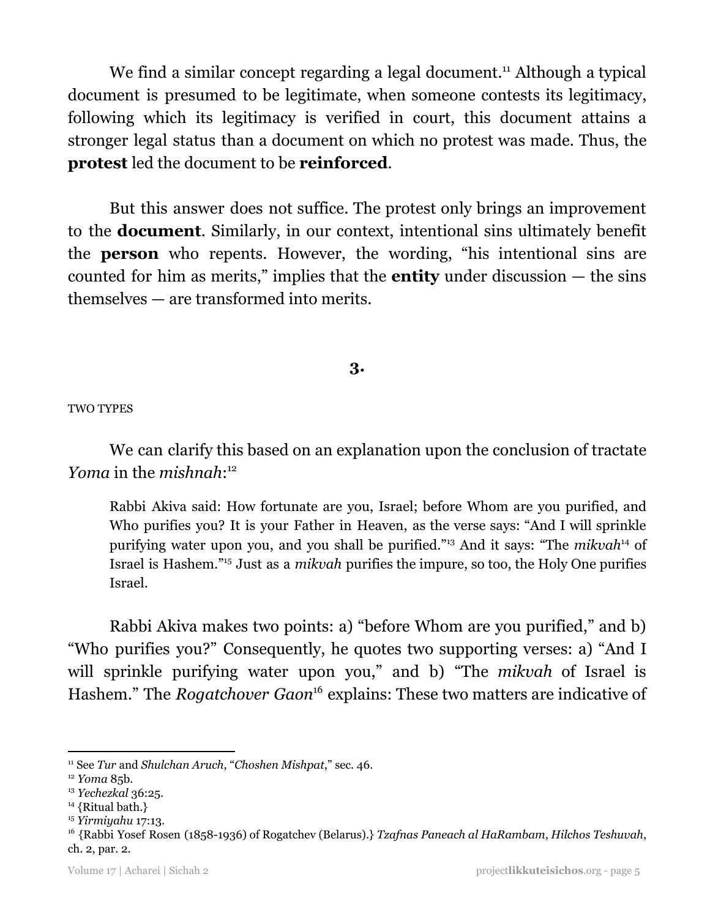We find a similar concept regarding a legal document.[11] Although a typical document is presumed to be legitimate, when someone contests its legitimacy, following which its legitimacy is verified in court, this document attains a stronger legal status than a document on which no protest was made. Thus, the **protest** led the document to be **reinforced**.

But this answer does not suffice. The protest only brings an improvement to the **document**. Similarly, in our context, intentional sins ultimately benefit the **person** who repents. However, the wording, "his intentional sins are counted for him as merits," implies that the **entity** under discussion — the sins themselves — are transformed into merits.

**3.**

TWO TYPES

We can clarify this based on an explanation upon the conclusion of tractate *Yoma* in the *mishnah*:[12]

> Rabbi Akiva said: How fortunate are you, Israel; before Whom are you purified, and Who purifies you? It is your Father in Heaven, as the verse says: "And I will sprinkle purifying water upon you, and you shall be purified."[13] And it says: "The *mikvah*[14] of Israel is Hashem."[15] Just as a *mikvah* purifies the impure, so too, the Holy One purifies Israel.

Rabbi Akiva makes two points: a) "before Whom are you purified," and b) "Who purifies you?" Consequently, he quotes two supporting verses: a) "And I will sprinkle purifying water upon you," and b) "The *mikvah* of Israel is Hashem." The *Rogatchover Gaon*[16] explains: These two matters are indicative of

---

[11] See *Tur* and *Shulchan Aruch*, "*Choshen Mishpat*," sec. 46.

[12] *Yoma* 85b.

[13] *Yechezkal* 36:25.

[14] {Ritual bath.}

[15] *Yirmiyahu* 17:13.

[16] {Rabbi Yosef Rosen (1858-1936) of Rogatchev (Belarus).} *Tzafnas Paneach al HaRambam*, *Hilchos Teshuvah*, ch. 2, par. 2.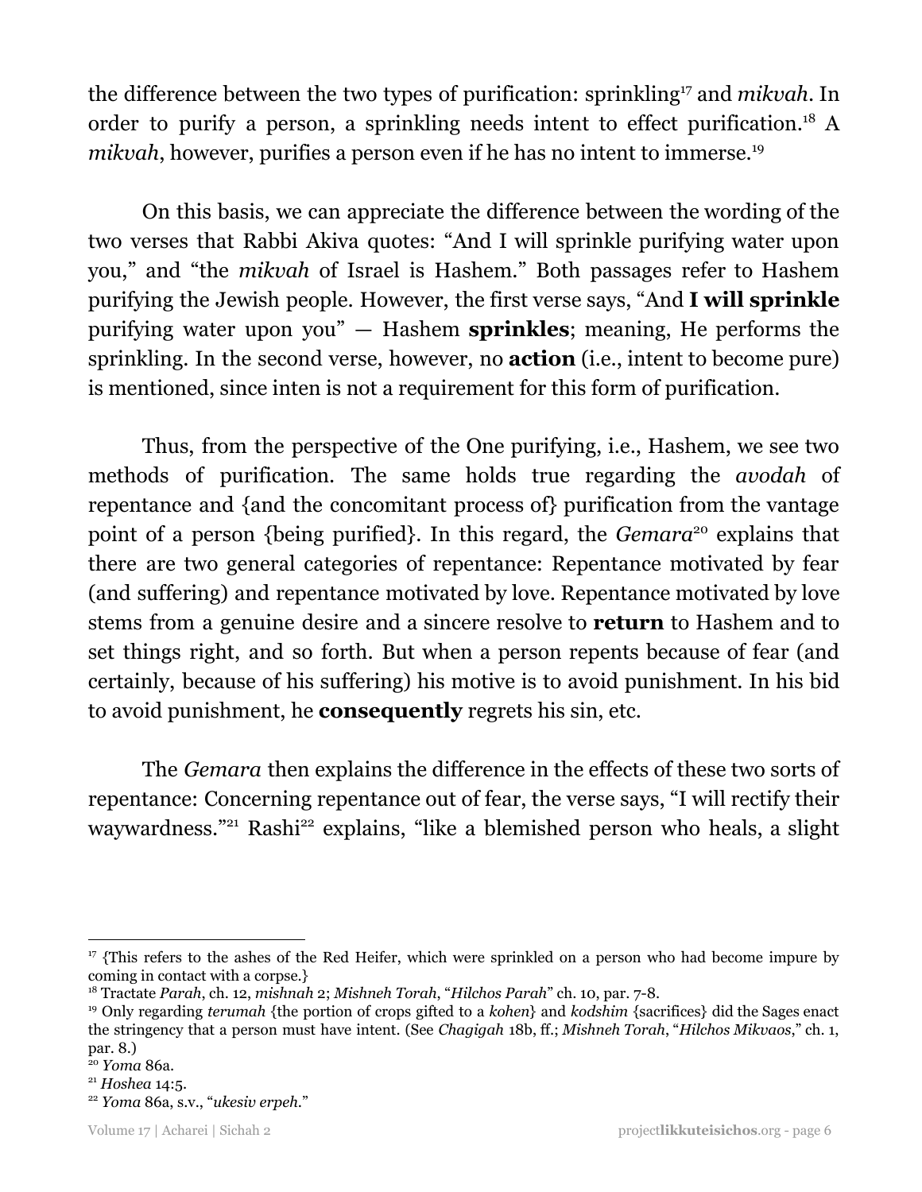the difference between the two types of purification: sprinkling[17] and *mikvah*. In order to purify a person, a sprinkling needs intent to effect purification.[18] A *mikvah*, however, purifies a person even if he has no intent to immerse.[19]

On this basis, we can appreciate the difference between the wording of the two verses that Rabbi Akiva quotes: "And I will sprinkle purifying water upon you," and "the *mikvah* of Israel is Hashem." Both passages refer to Hashem purifying the Jewish people. However, the first verse says, "And **I will sprinkle** purifying water upon you" — Hashem **sprinkles**; meaning, He performs the sprinkling. In the second verse, however, no **action** (i.e., intent to become pure) is mentioned, since inten is not a requirement for this form of purification.

Thus, from the perspective of the One purifying, i.e., Hashem, we see two methods of purification. The same holds true regarding the *avodah* of repentance and {and the concomitant process of} purification from the vantage point of a person {being purified}. In this regard, the *Gemara*[20] explains that there are two general categories of repentance: Repentance motivated by fear (and suffering) and repentance motivated by love. Repentance motivated by love stems from a genuine desire and a sincere resolve to **return** to Hashem and to set things right, and so forth. But when a person repents because of fear (and certainly, because of his suffering) his motive is to avoid punishment. In his bid to avoid punishment, he **consequently** regrets his sin, etc.

The *Gemara* then explains the difference in the effects of these two sorts of repentance: Concerning repentance out of fear, the verse says, "I will rectify their waywardness."[21] Rashi[22] explains, "like a blemished person who heals, a slight

---

[17] {This refers to the ashes of the Red Heifer, which were sprinkled on a person who had become impure by coming in contact with a corpse.}

[18] Tractate *Parah*, ch. 12, *mishnah* 2; *Mishneh Torah*, "*Hilchos Parah*" ch. 10, par. 7-8.

[19] Only regarding *terumah* {the portion of crops gifted to a *kohen*} and *kodshim* {sacrifices} did the Sages enact the stringency that a person must have intent. (See *Chagigah* 18b, ff.; *Mishneh Torah*, "*Hilchos Mikvaos*," ch. 1, par. 8.)

[20] *Yoma* 86a.

[21] *Hoshea* 14:5.

[22] *Yoma* 86a, s.v., "*ukesiv erpeh*."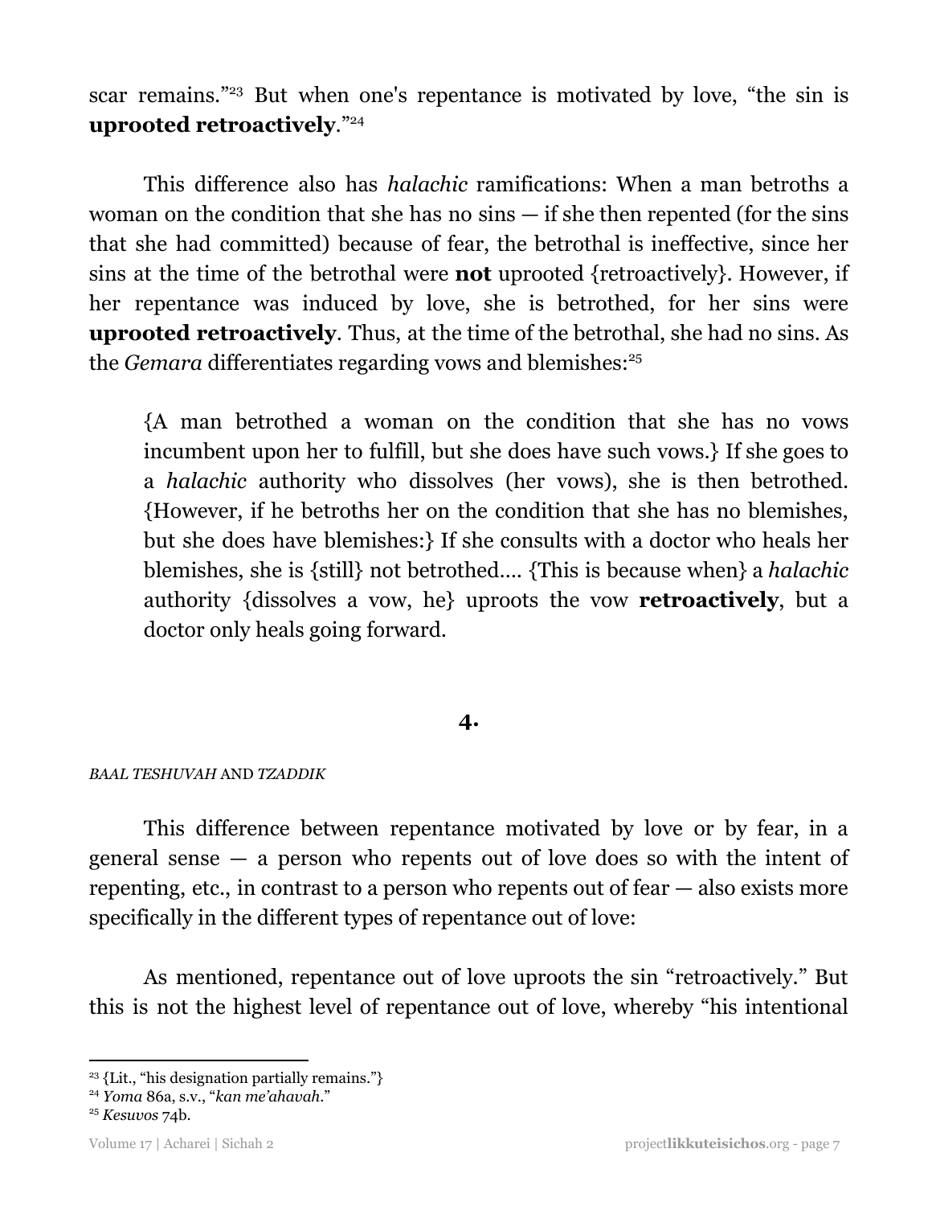scar remains."[23] But when one's repentance is motivated by love, "the sin is **uprooted retroactively**."[24]

This difference also has *halachic* ramifications: When a man betroths a woman on the condition that she has no sins — if she then repented (for the sins that she had committed) because of fear, the betrothal is ineffective, since her sins at the time of the betrothal were **not** uprooted {retroactively}. However, if her repentance was induced by love, she is betrothed, for her sins were **uprooted retroactively**. Thus, at the time of the betrothal, she had no sins. As the *Gemara* differentiates regarding vows and blemishes:[25]

> {A man betrothed a woman on the condition that she has no vows incumbent upon her to fulfill, but she does have such vows.} If she goes to a *halachic* authority who dissolves (her vows), she is then betrothed. {However, if he betroths her on the condition that she has no blemishes, but she does have blemishes:} If she consults with a doctor who heals her blemishes, she is {still} not betrothed.... {This is because when} a *halachic* authority {dissolves a vow, he} uproots the vow **retroactively**, but a doctor only heals going forward.

## 4.

*BAAL TESHUVAH* AND *TZADDIK*

This difference between repentance motivated by love or by fear, in a general sense — a person who repents out of love does so with the intent of repenting, etc., in contrast to a person who repents out of fear — also exists more specifically in the different types of repentance out of love:

As mentioned, repentance out of love uproots the sin "retroactively." But this is not the highest level of repentance out of love, whereby "his intentional

---

[23] {Lit., "his designation partially remains."}

[24] *Yoma* 86a, s.v., "*kan me'ahavah*."

[25] *Kesuvos* 74b.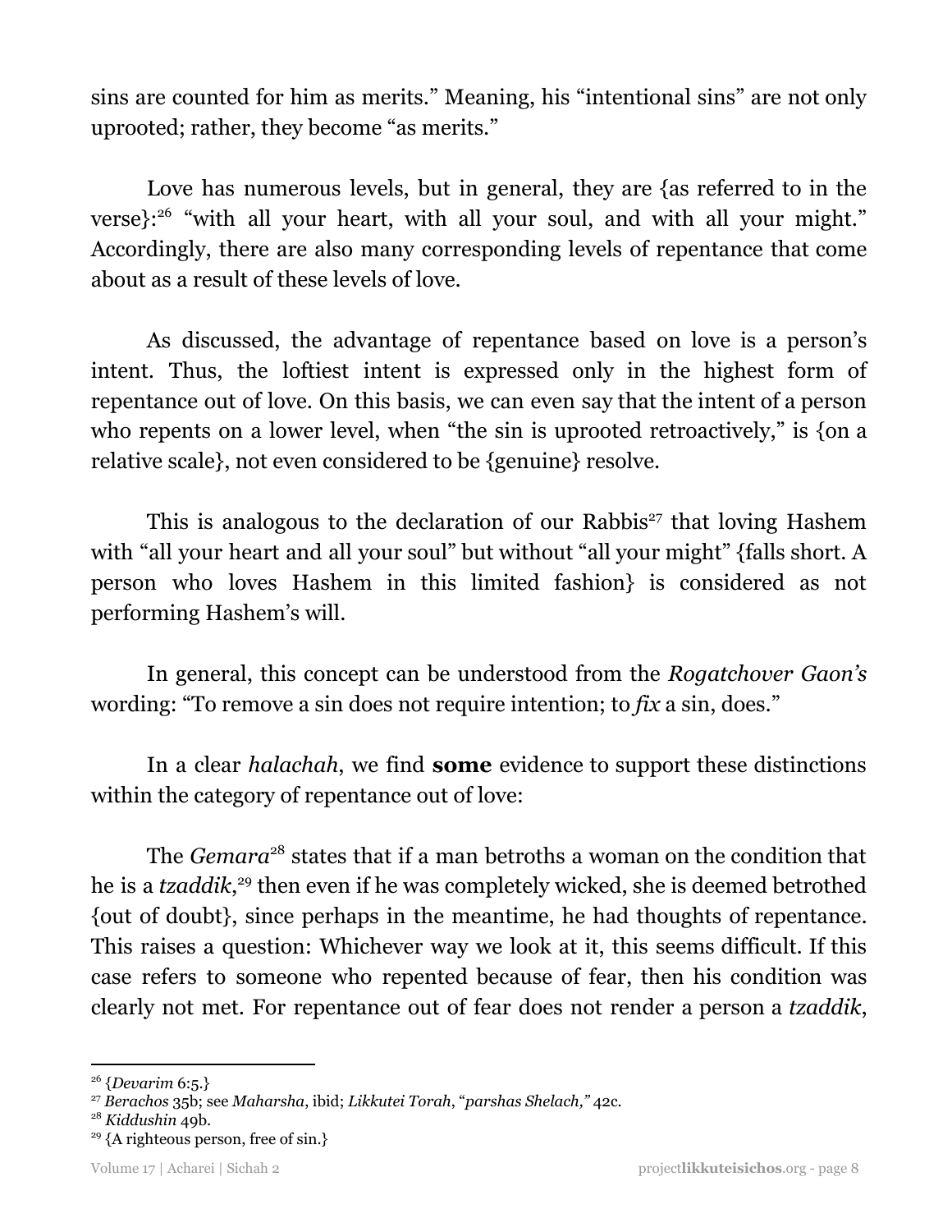sins are counted for him as merits." Meaning, his "intentional sins" are not only uprooted; rather, they become "as merits."

Love has numerous levels, but in general, they are {as referred to in the verse}:[26] "with all your heart, with all your soul, and with all your might." Accordingly, there are also many corresponding levels of repentance that come about as a result of these levels of love.

As discussed, the advantage of repentance based on love is a person's intent. Thus, the loftiest intent is expressed only in the highest form of repentance out of love. On this basis, we can even say that the intent of a person who repents on a lower level, when "the sin is uprooted retroactively," is {on a relative scale}, not even considered to be {genuine} resolve.

This is analogous to the declaration of our Rabbis[27] that loving Hashem with "all your heart and all your soul" but without "all your might" {falls short. A person who loves Hashem in this limited fashion} is considered as not performing Hashem's will.

In general, this concept can be understood from the *Rogatchover Gaon's* wording: "To remove a sin does not require intention; to *fix* a sin, does."

In a clear *halachah*, we find **some** evidence to support these distinctions within the category of repentance out of love:

The *Gemara*[28] states that if a man betroths a woman on the condition that he is a *tzaddik*,[29] then even if he was completely wicked, she is deemed betrothed {out of doubt}, since perhaps in the meantime, he had thoughts of repentance. This raises a question: Whichever way we look at it, this seems difficult. If this case refers to someone who repented because of fear, then his condition was clearly not met. For repentance out of fear does not render a person a *tzaddik*,

---

[26] {*Devarim* 6:5.}

[27] *Berachos* 35b; see *Maharsha*, ibid; *Likkutei Torah*, "*parshas Shelach,"* 42c.

[28] *Kiddushin* 49b.

[29] {A righteous person, free of sin.}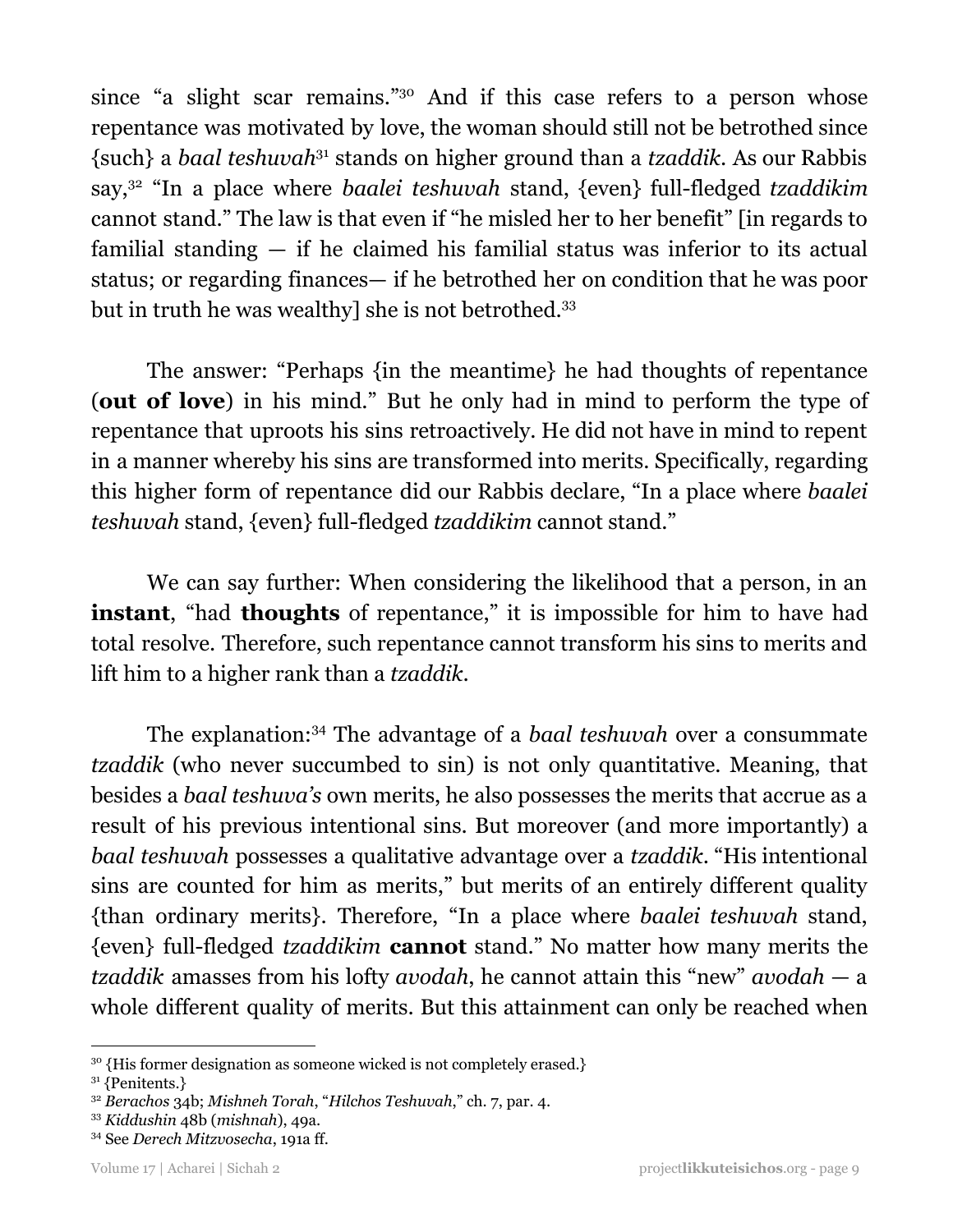since "a slight scar remains."[30] And if this case refers to a person whose repentance was motivated by love, the woman should still not be betrothed since {such} a *baal teshuvah*[31] stands on higher ground than a *tzaddik*. As our Rabbis say,[32] "In a place where *baalei teshuvah* stand, {even} full-fledged *tzaddikim* cannot stand." The law is that even if "he misled her to her benefit" [in regards to familial standing — if he claimed his familial status was inferior to its actual status; or regarding finances— if he betrothed her on condition that he was poor but in truth he was wealthy] she is not betrothed.[33]

The answer: "Perhaps {in the meantime} he had thoughts of repentance (**out of love**) in his mind." But he only had in mind to perform the type of repentance that uproots his sins retroactively. He did not have in mind to repent in a manner whereby his sins are transformed into merits. Specifically, regarding this higher form of repentance did our Rabbis declare, "In a place where *baalei teshuvah* stand, {even} full-fledged *tzaddikim* cannot stand."

We can say further: When considering the likelihood that a person, in an **instant**, "had **thoughts** of repentance," it is impossible for him to have had total resolve. Therefore, such repentance cannot transform his sins to merits and lift him to a higher rank than a *tzaddik*.

The explanation:[34] The advantage of a *baal teshuvah* over a consummate *tzaddik* (who never succumbed to sin) is not only quantitative. Meaning, that besides a *baal teshuva's* own merits, he also possesses the merits that accrue as a result of his previous intentional sins. But moreover (and more importantly) a *baal teshuvah* possesses a qualitative advantage over a *tzaddik*. "His intentional sins are counted for him as merits," but merits of an entirely different quality {than ordinary merits}. Therefore, "In a place where *baalei teshuvah* stand, {even} full-fledged *tzaddikim* **cannot** stand." No matter how many merits the *tzaddik* amasses from his lofty *avodah*, he cannot attain this "new" *avodah* — a whole different quality of merits. But this attainment can only be reached when

---

[30] {His former designation as someone wicked is not completely erased.}

[31] {Penitents.}

[32] *Berachos* 34b; *Mishneh Torah*, "*Hilchos Teshuvah*," ch. 7, par. 4.

[33] *Kiddushin* 48b (*mishnah*), 49a.

[34] See *Derech Mitzvosecha*, 191a ff.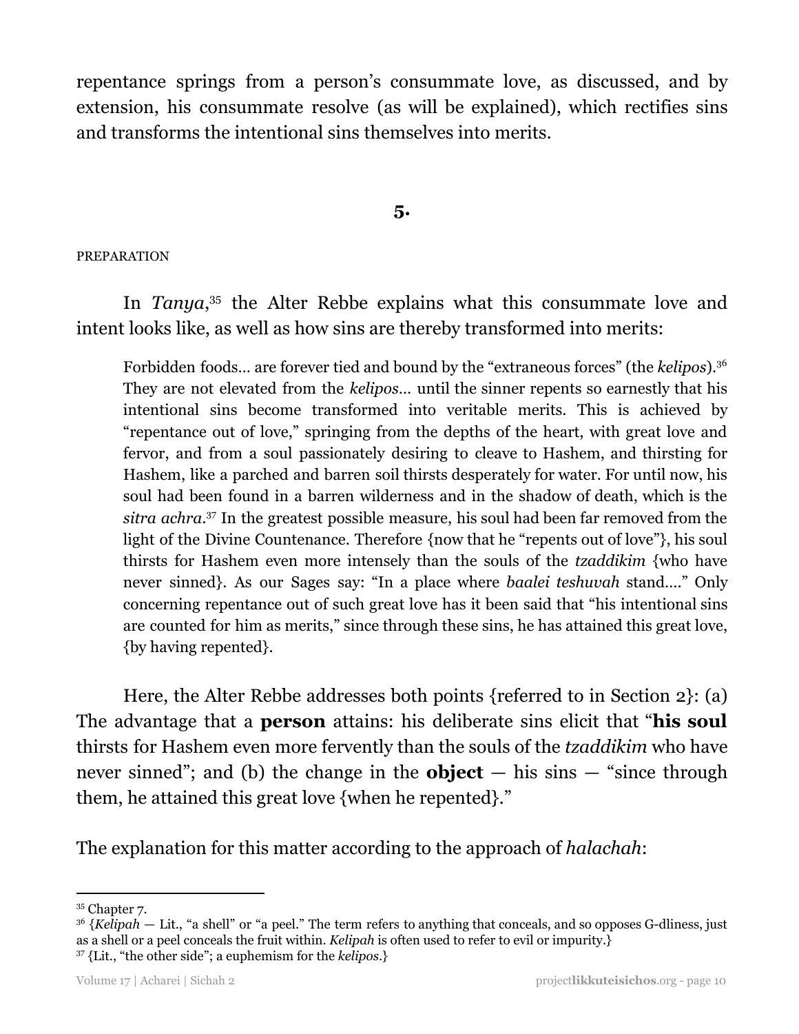repentance springs from a person's consummate love, as discussed, and by extension, his consummate resolve (as will be explained), which rectifies sins and transforms the intentional sins themselves into merits.

## 5.

PREPARATION

In *Tanya*,[35] the Alter Rebbe explains what this consummate love and intent looks like, as well as how sins are thereby transformed into merits:

> Forbidden foods… are forever tied and bound by the "extraneous forces" (the *kelipos*).[36] They are not elevated from the *kelipos*… until the sinner repents so earnestly that his intentional sins become transformed into veritable merits. This is achieved by "repentance out of love," springing from the depths of the heart, with great love and fervor, and from a soul passionately desiring to cleave to Hashem, and thirsting for Hashem, like a parched and barren soil thirsts desperately for water. For until now, his soul had been found in a barren wilderness and in the shadow of death, which is the *sitra achra*.[37] In the greatest possible measure, his soul had been far removed from the light of the Divine Countenance. Therefore {now that he "repents out of love"}, his soul thirsts for Hashem even more intensely than the souls of the *tzaddikim* {who have never sinned}. As our Sages say: "In a place where *baalei teshuvah* stand…." Only concerning repentance out of such great love has it been said that "his intentional sins are counted for him as merits," since through these sins, he has attained this great love, {by having repented}.

Here, the Alter Rebbe addresses both points {referred to in Section 2}: (a) The advantage that a **person** attains: his deliberate sins elicit that "**his soul** thirsts for Hashem even more fervently than the souls of the *tzaddikim* who have never sinned"; and (b) the change in the **object** — his sins — "since through them, he attained this great love {when he repented}."

The explanation for this matter according to the approach of *halachah*:

---

[35] Chapter 7.

[36] {*Kelipah* — Lit., "a shell" or "a peel." The term refers to anything that conceals, and so opposes G-dliness, just as a shell or a peel conceals the fruit within. *Kelipah* is often used to refer to evil or impurity.}

[37] {Lit., "the other side"; a euphemism for the *kelipos*.}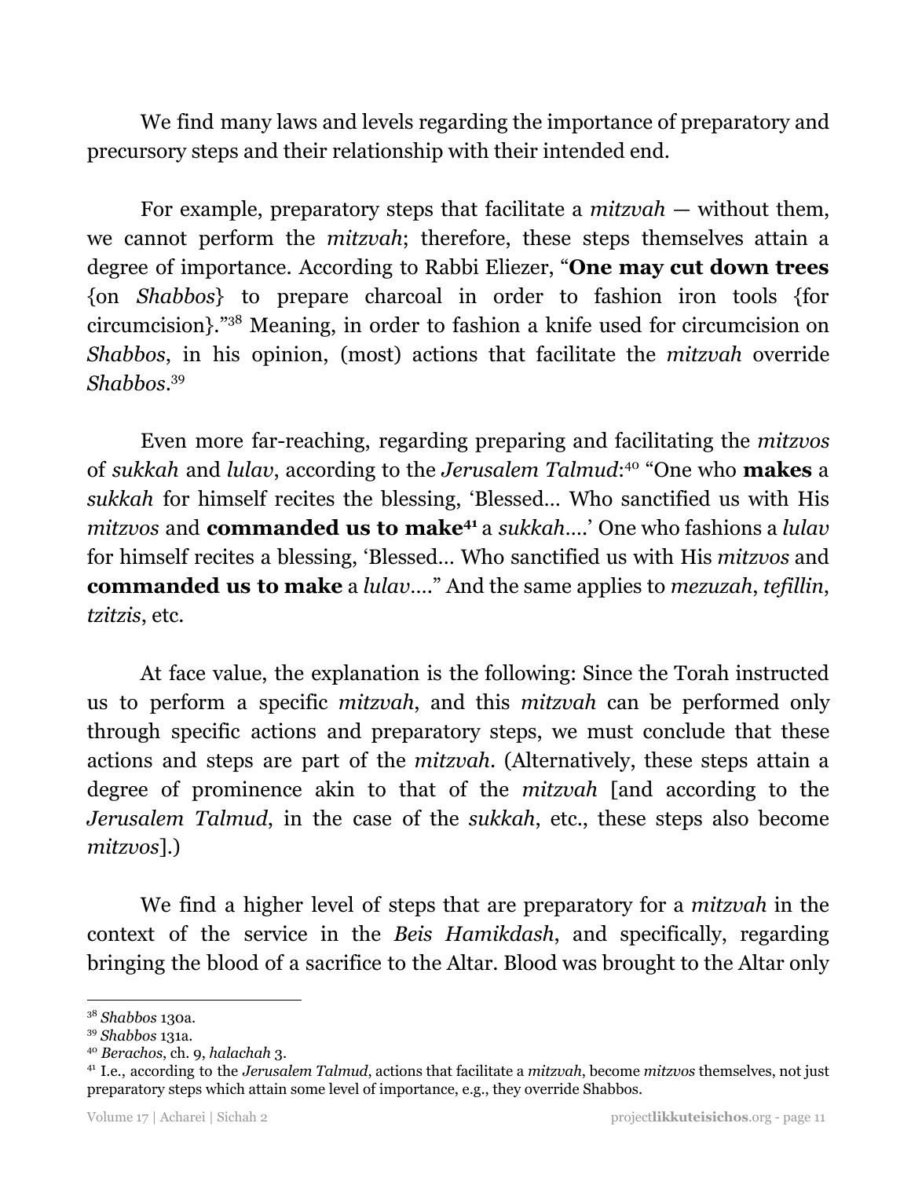We find many laws and levels regarding the importance of preparatory and precursory steps and their relationship with their intended end.

For example, preparatory steps that facilitate a *mitzvah* — without them, we cannot perform the *mitzvah*; therefore, these steps themselves attain a degree of importance. According to Rabbi Eliezer, "**One may cut down trees** {on *Shabbos*} to prepare charcoal in order to fashion iron tools {for circumcision}."[38] Meaning, in order to fashion a knife used for circumcision on *Shabbos*, in his opinion, (most) actions that facilitate the *mitzvah* override *Shabbos*.[39]

Even more far-reaching, regarding preparing and facilitating the *mitzvos* of *sukkah* and *lulav*, according to the *Jerusalem Talmud*:[40] "One who **makes** a *sukkah* for himself recites the blessing, 'Blessed… Who sanctified us with His *mitzvos* and **commanded us to make**[41] a *sukkah*….' One who fashions a *lulav* for himself recites a blessing, 'Blessed… Who sanctified us with His *mitzvos* and **commanded us to make** a *lulav*…." And the same applies to *mezuzah*, *tefillin*, *tzitzis*, etc.

At face value, the explanation is the following: Since the Torah instructed us to perform a specific *mitzvah*, and this *mitzvah* can be performed only through specific actions and preparatory steps, we must conclude that these actions and steps are part of the *mitzvah*. (Alternatively, these steps attain a degree of prominence akin to that of the *mitzvah* [and according to the *Jerusalem Talmud*, in the case of the *sukkah*, etc., these steps also become *mitzvos*].)

We find a higher level of steps that are preparatory for a *mitzvah* in the context of the service in the *Beis Hamikdash*, and specifically, regarding bringing the blood of a sacrifice to the Altar. Blood was brought to the Altar only

---

[38] *Shabbos* 130a.

[39] *Shabbos* 131a.

[40] *Berachos*, ch. 9, *halachah* 3.

[41] I.e., according to the *Jerusalem Talmud*, actions that facilitate a *mitzvah*, become *mitzvos* themselves, not just preparatory steps which attain some level of importance, e.g., they override Shabbos.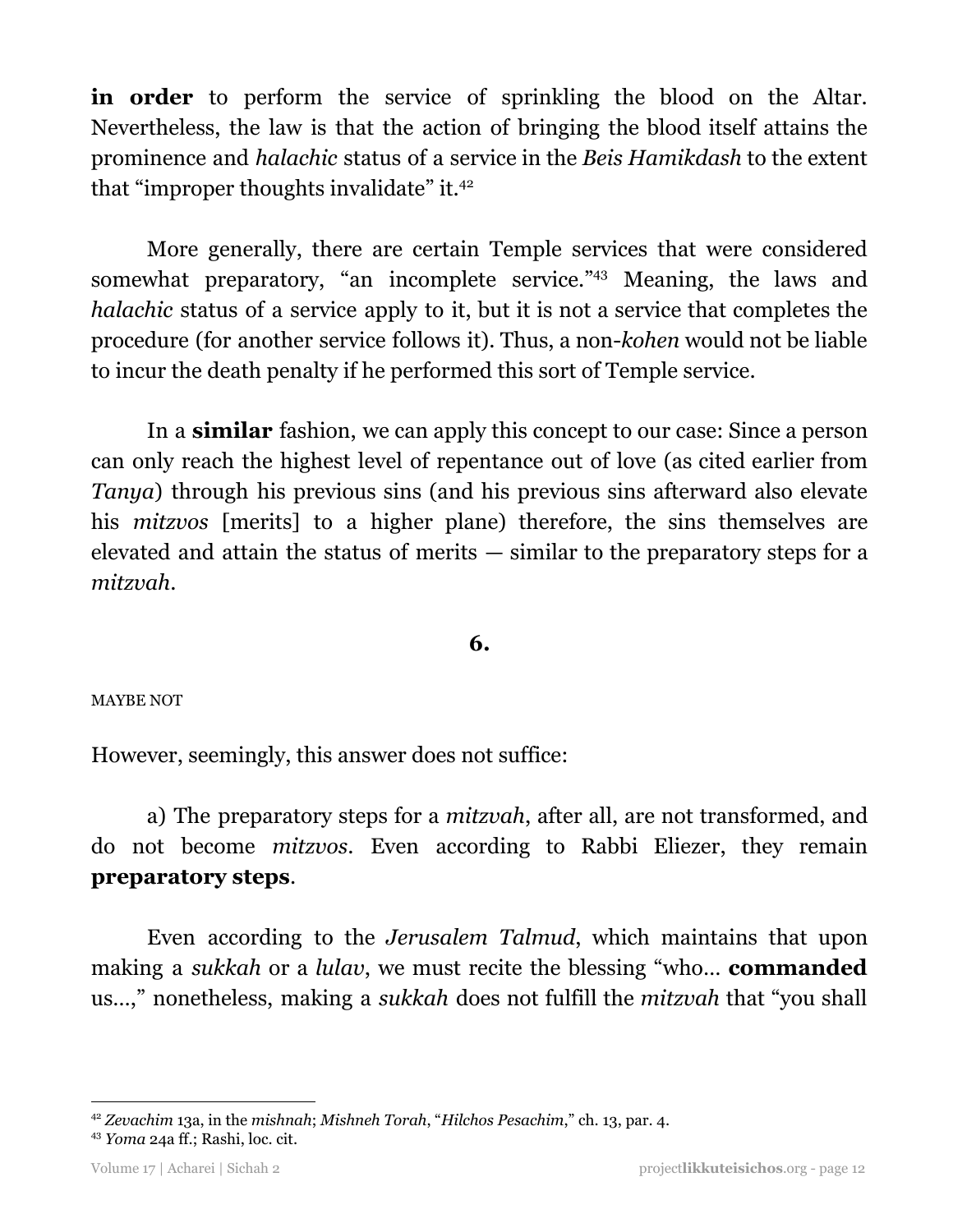**in order** to perform the service of sprinkling the blood on the Altar. Nevertheless, the law is that the action of bringing the blood itself attains the prominence and *halachic* status of a service in the *Beis Hamikdash* to the extent that "improper thoughts invalidate" it.[42]

More generally, there are certain Temple services that were considered somewhat preparatory, "an incomplete service."[43] Meaning, the laws and *halachic* status of a service apply to it, but it is not a service that completes the procedure (for another service follows it). Thus, a non-*kohen* would not be liable to incur the death penalty if he performed this sort of Temple service.

In a **similar** fashion, we can apply this concept to our case: Since a person can only reach the highest level of repentance out of love (as cited earlier from *Tanya*) through his previous sins (and his previous sins afterward also elevate his *mitzvos* [merits] to a higher plane) therefore, the sins themselves are elevated and attain the status of merits — similar to the preparatory steps for a *mitzvah*.

## 6.

MAYBE NOT

However, seemingly, this answer does not suffice:

a) The preparatory steps for a *mitzvah*, after all, are not transformed, and do not become *mitzvos*. Even according to Rabbi Eliezer, they remain **preparatory steps**.

Even according to the *Jerusalem Talmud*, which maintains that upon making a *sukkah* or a *lulav*, we must recite the blessing "who… **commanded** us…," nonetheless, making a *sukkah* does not fulfill the *mitzvah* that "you shall

---

[42] *Zevachim* 13a, in the *mishnah*; *Mishneh Torah*, "*Hilchos Pesachim*," ch. 13, par. 4.

[43] *Yoma* 24a ff.; Rashi, loc. cit.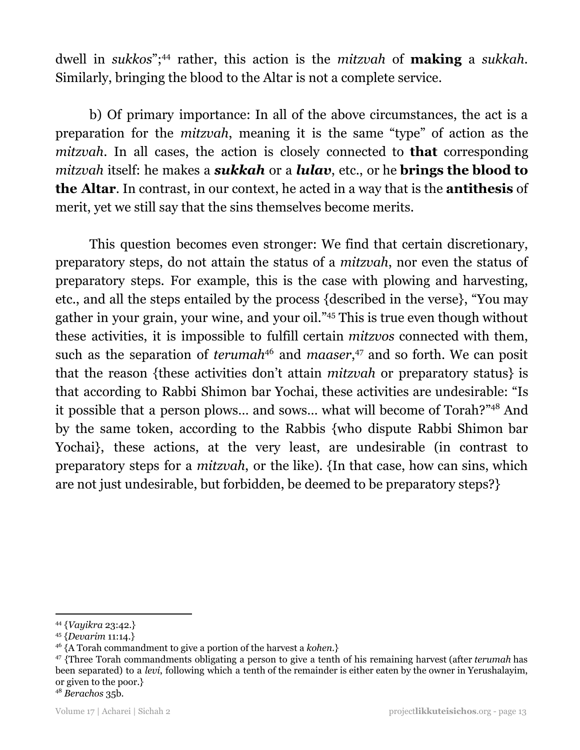dwell in *sukkos*";[44] rather, this action is the *mitzvah* of **making** a *sukkah*. Similarly, bringing the blood to the Altar is not a complete service.

b) Of primary importance: In all of the above circumstances, the act is a preparation for the *mitzvah*, meaning it is the same "type" of action as the *mitzvah*. In all cases, the action is closely connected to **that** corresponding *mitzvah* itself: he makes a ***sukkah*** or a ***lulav***, etc., or he **brings the blood to the Altar**. In contrast, in our context, he acted in a way that is the **antithesis** of merit, yet we still say that the sins themselves become merits.

This question becomes even stronger: We find that certain discretionary, preparatory steps, do not attain the status of a *mitzvah*, nor even the status of preparatory steps. For example, this is the case with plowing and harvesting, etc., and all the steps entailed by the process {described in the verse}, "You may gather in your grain, your wine, and your oil."[45] This is true even though without these activities, it is impossible to fulfill certain *mitzvos* connected with them, such as the separation of *terumah*[46] and *maaser*,[47] and so forth. We can posit that the reason {these activities don't attain *mitzvah* or preparatory status} is that according to Rabbi Shimon bar Yochai, these activities are undesirable: "Is it possible that a person plows… and sows… what will become of Torah?"[48] And by the same token, according to the Rabbis {who dispute Rabbi Shimon bar Yochai}, these actions, at the very least, are undesirable (in contrast to preparatory steps for a *mitzvah*, or the like). {In that case, how can sins, which are not just undesirable, but forbidden, be deemed to be preparatory steps?}

---

[44] {*Vayikra* 23:42.}

[45] {*Devarim* 11:14.}

[46] {A Torah commandment to give a portion of the harvest a *kohen*.}

[47] {Three Torah commandments obligating a person to give a tenth of his remaining harvest (after *terumah* has been separated) to a *levi*, following which a tenth of the remainder is either eaten by the owner in Yerushalayim, or given to the poor.}

[48] *Berachos* 35b.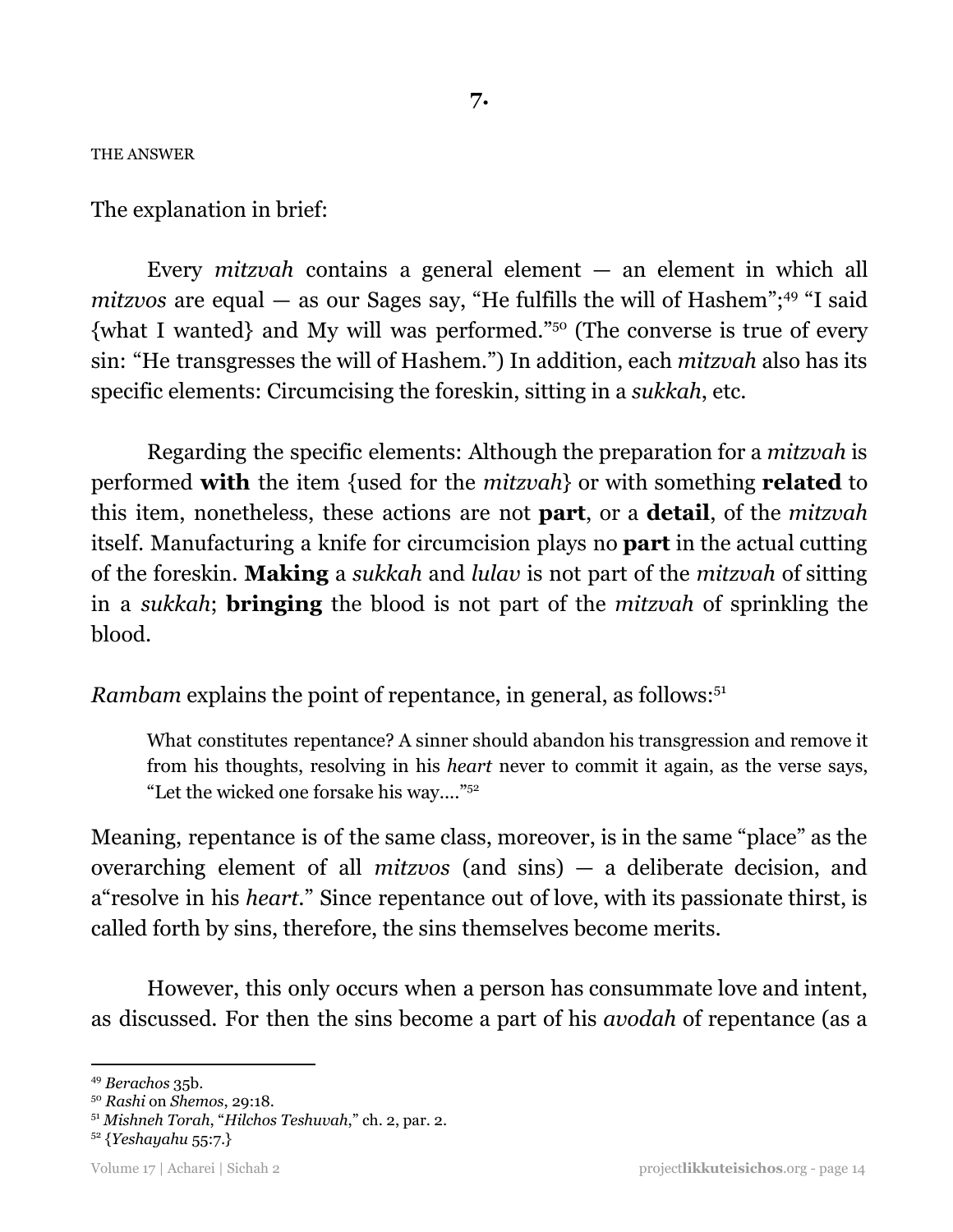## 7.

THE ANSWER

The explanation in brief:

Every *mitzvah* contains a general element — an element in which all *mitzvos* are equal — as our Sages say, "He fulfills the will of Hashem";[49] "I said {what I wanted} and My will was performed."[50] (The converse is true of every sin: "He transgresses the will of Hashem.") In addition, each *mitzvah* also has its specific elements: Circumcising the foreskin, sitting in a *sukkah*, etc.

Regarding the specific elements: Although the preparation for a *mitzvah* is performed **with** the item {used for the *mitzvah*} or with something **related** to this item, nonetheless, these actions are not **part**, or a **detail**, of the *mitzvah* itself. Manufacturing a knife for circumcision plays no **part** in the actual cutting of the foreskin. **Making** a *sukkah* and *lulav* is not part of the *mitzvah* of sitting in a *sukkah*; **bringing** the blood is not part of the *mitzvah* of sprinkling the blood.

*Rambam* explains the point of repentance, in general, as follows:[51]

> What constitutes repentance? A sinner should abandon his transgression and remove it from his thoughts, resolving in his *heart* never to commit it again, as the verse says, "Let the wicked one forsake his way...."[52]

Meaning, repentance is of the same class, moreover, is in the same "place" as the overarching element of all *mitzvos* (and sins) — a deliberate decision, and a"resolve in his *heart*." Since repentance out of love, with its passionate thirst, is called forth by sins, therefore, the sins themselves become merits.

However, this only occurs when a person has consummate love and intent, as discussed. For then the sins become a part of his *avodah* of repentance (as a

---

[49] *Berachos* 35b.

[50] *Rashi* on *Shemos*, 29:18.

[51] *Mishneh Torah*, "*Hilchos Teshuvah*," ch. 2, par. 2.

[52] {*Yeshayahu* 55:7.}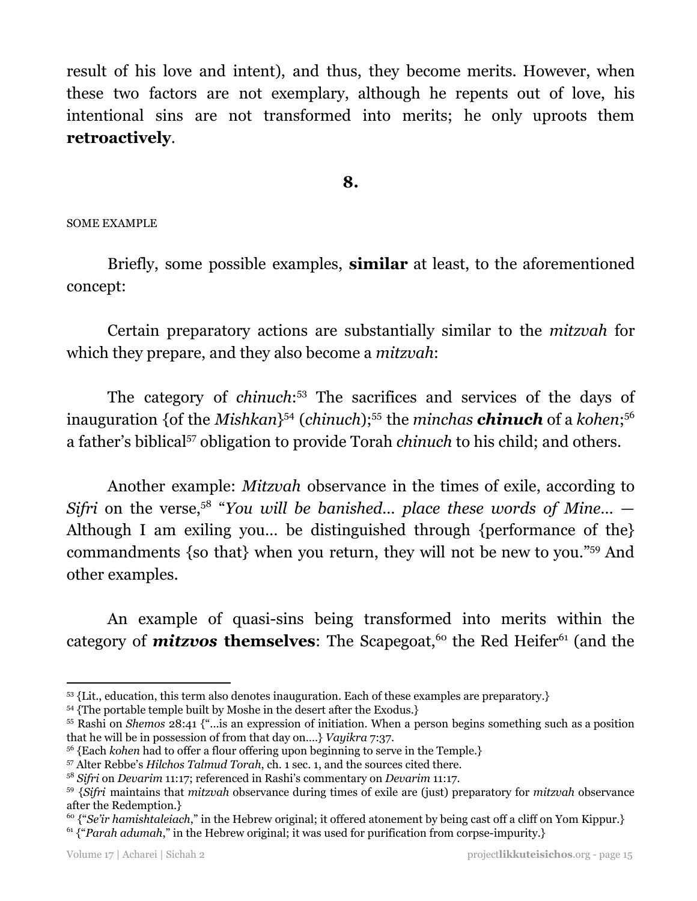result of his love and intent), and thus, they become merits. However, when these two factors are not exemplary, although he repents out of love, his intentional sins are not transformed into merits; he only uproots them **retroactively**.

## 8.

SOME EXAMPLE

Briefly, some possible examples, **similar** at least, to the aforementioned concept:

Certain preparatory actions are substantially similar to the *mitzvah* for which they prepare, and they also become a *mitzvah*:

The category of *chinuch*:[53] The sacrifices and services of the days of inauguration {of the *Mishkan*}[54] (*chinuch*);[55] the *minchas* ***chinuch*** of a *kohen*;[56] a father's biblical[57] obligation to provide Torah *chinuch* to his child; and others.

Another example: *Mitzvah* observance in the times of exile, according to *Sifri* on the verse,[58] "*You will be banished… place these words of Mine…* — Although I am exiling you… be distinguished through {performance of the} commandments {so that} when you return, they will not be new to you."[59] And other examples.

An example of quasi-sins being transformed into merits within the category of ***mitzvos* themselves**: The Scapegoat,[60] the Red Heifer[61] (and the

---

[53] {Lit., education, this term also denotes inauguration. Each of these examples are preparatory.}

[54] {The portable temple built by Moshe in the desert after the Exodus.}

[55] Rashi on *Shemos* 28:41 {"…is an expression of initiation. When a person begins something such as a position that he will be in possession of from that day on.…} *Vayikra* 7:37.

[56] {Each *kohen* had to offer a flour offering upon beginning to serve in the Temple.}

[57] Alter Rebbe's *Hilchos Talmud Torah*, ch. 1 sec. 1, and the sources cited there.

[58] *Sifri* on *Devarim* 11:17; referenced in Rashi's commentary on *Devarim* 11:17.

[59] {*Sifri* maintains that *mitzvah* observance during times of exile are (just) preparatory for *mitzvah* observance after the Redemption.}

[60] {"*Se'ir hamishtaleiach*," in the Hebrew original; it offered atonement by being cast off a cliff on Yom Kippur.}

[61] {"*Parah adumah*," in the Hebrew original; it was used for purification from corpse-impurity.}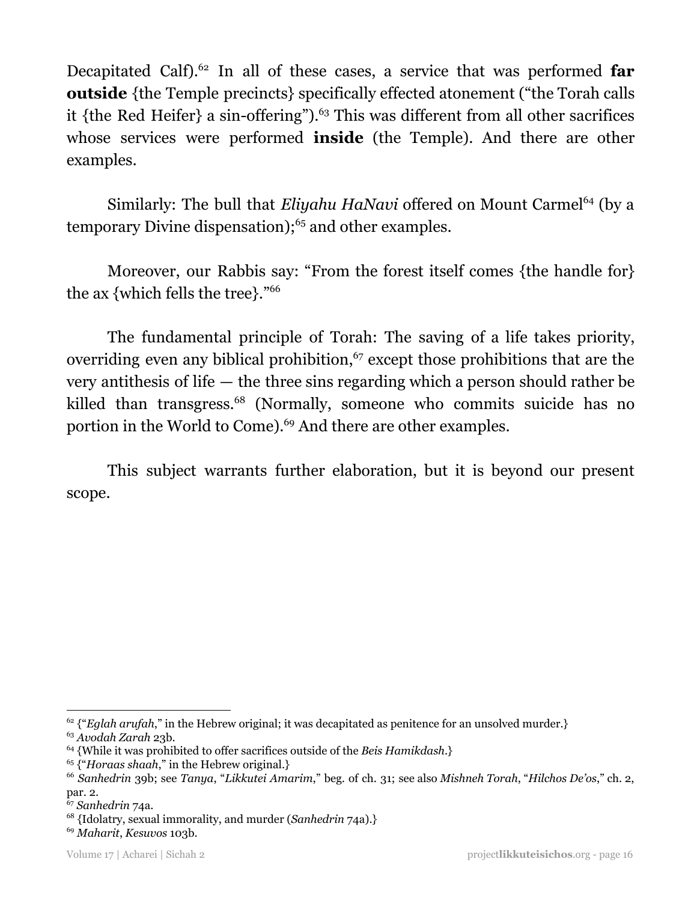Decapitated Calf).[62] In all of these cases, a service that was performed **far outside** {the Temple precincts} specifically effected atonement ("the Torah calls it {the Red Heifer} a sin-offering").[63] This was different from all other sacrifices whose services were performed **inside** (the Temple). And there are other examples.

Similarly: The bull that *Eliyahu HaNavi* offered on Mount Carmel[64] (by a temporary Divine dispensation);[65] and other examples.

Moreover, our Rabbis say: "From the forest itself comes {the handle for} the ax {which fells the tree}."[66]

The fundamental principle of Torah: The saving of a life takes priority, overriding even any biblical prohibition,[67] except those prohibitions that are the very antithesis of life — the three sins regarding which a person should rather be killed than transgress.[68] (Normally, someone who commits suicide has no portion in the World to Come).[69] And there are other examples.

This subject warrants further elaboration, but it is beyond our present scope.

---

[62] {"*Eglah arufah*," in the Hebrew original; it was decapitated as penitence for an unsolved murder.}

[63] *Avodah Zarah* 23b.

[64] {While it was prohibited to offer sacrifices outside of the *Beis Hamikdash*.}

[65] {"*Horaas shaah*," in the Hebrew original.}

[66] *Sanhedrin* 39b; see *Tanya*, "*Likkutei Amarim*," beg. of ch. 31; see also *Mishneh Torah*, "*Hilchos De'os*," ch. 2, par. 2.

[67] *Sanhedrin* 74a.

[68] {Idolatry, sexual immorality, and murder (*Sanhedrin* 74a).}

[69] *Maharit*, *Kesuvos* 103b.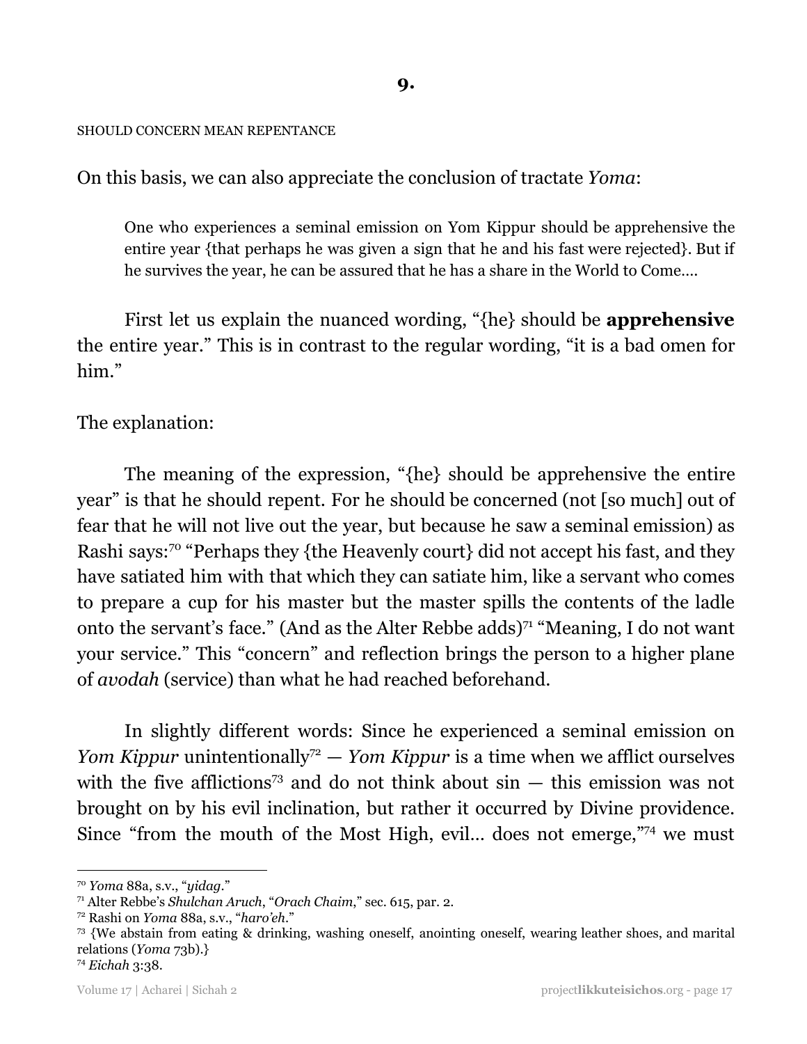**9.**

SHOULD CONCERN MEAN REPENTANCE

On this basis, we can also appreciate the conclusion of tractate *Yoma*:

> One who experiences a seminal emission on Yom Kippur should be apprehensive the entire year {that perhaps he was given a sign that he and his fast were rejected}. But if he survives the year, he can be assured that he has a share in the World to Come….

First let us explain the nuanced wording, "{he} should be **apprehensive** the entire year." This is in contrast to the regular wording, "it is a bad omen for him."

The explanation:

The meaning of the expression, "{he} should be apprehensive the entire year" is that he should repent. For he should be concerned (not [so much] out of fear that he will not live out the year, but because he saw a seminal emission) as Rashi says:[70] "Perhaps they {the Heavenly court} did not accept his fast, and they have satiated him with that which they can satiate him, like a servant who comes to prepare a cup for his master but the master spills the contents of the ladle onto the servant's face." (And as the Alter Rebbe adds)[71] "Meaning, I do not want your service." This "concern" and reflection brings the person to a higher plane of *avodah* (service) than what he had reached beforehand.

In slightly different words: Since he experienced a seminal emission on *Yom Kippur* unintentionally[72] — *Yom Kippur* is a time when we afflict ourselves with the five afflictions[73] and do not think about sin — this emission was not brought on by his evil inclination, but rather it occurred by Divine providence. Since "from the mouth of the Most High, evil… does not emerge,"[74] we must

---

[70] *Yoma* 88a, s.v., "*yidag*."

[71] Alter Rebbe's *Shulchan Aruch*, "*Orach Chaim*," sec. 615, par. 2.

[72] Rashi on *Yoma* 88a, s.v., "*haro'eh*."

[73] {We abstain from eating & drinking, washing oneself, anointing oneself, wearing leather shoes, and marital relations (*Yoma* 73b).}

[74] *Eichah* 3:38.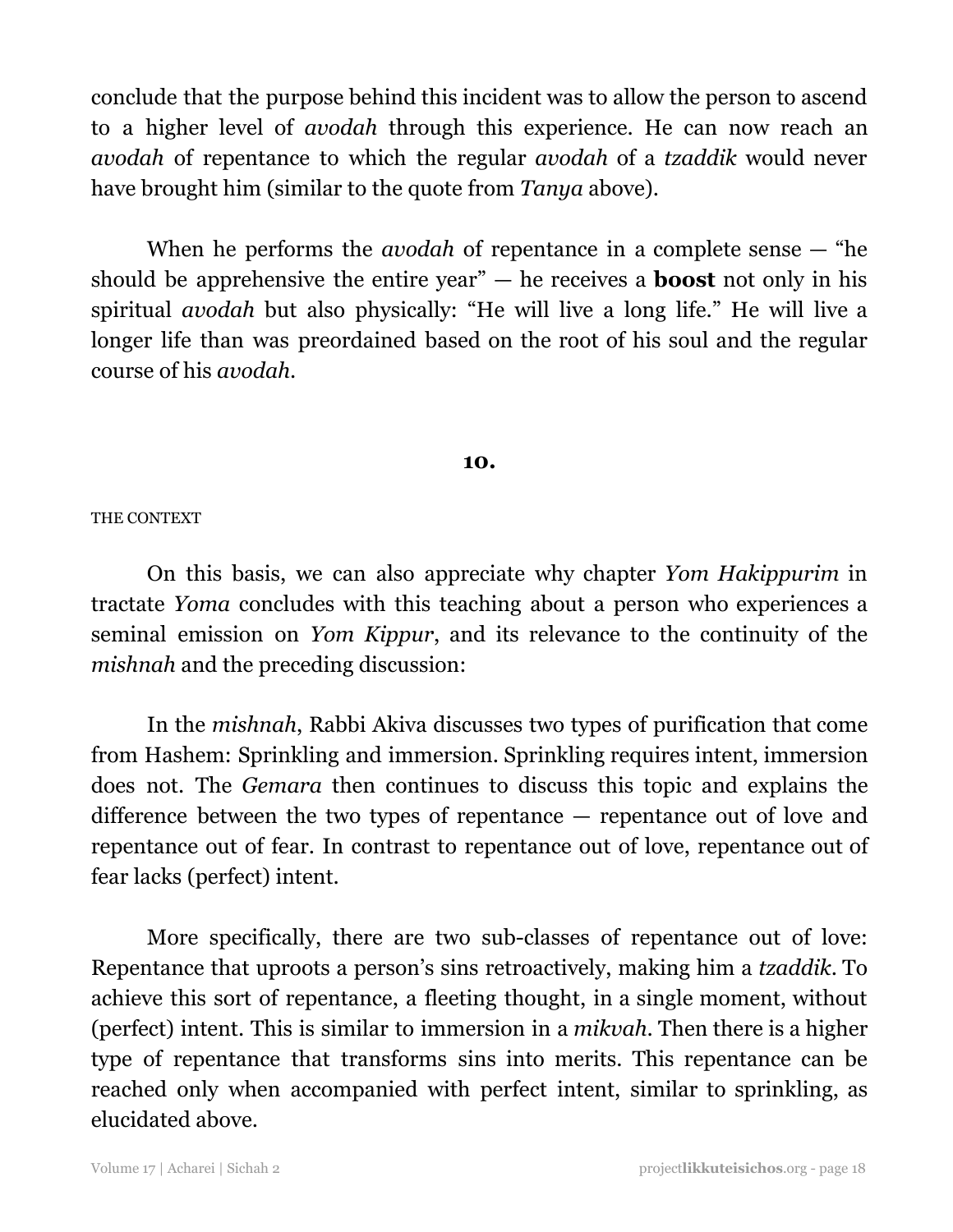conclude that the purpose behind this incident was to allow the person to ascend to a higher level of *avodah* through this experience. He can now reach an *avodah* of repentance to which the regular *avodah* of a *tzaddik* would never have brought him (similar to the quote from *Tanya* above).

When he performs the *avodah* of repentance in a complete sense — "he should be apprehensive the entire year" — he receives a **boost** not only in his spiritual *avodah* but also physically: "He will live a long life." He will live a longer life than was preordained based on the root of his soul and the regular course of his *avodah*.

**10.**

THE CONTEXT

On this basis, we can also appreciate why chapter *Yom Hakippurim* in tractate *Yoma* concludes with this teaching about a person who experiences a seminal emission on *Yom Kippur*, and its relevance to the continuity of the *mishnah* and the preceding discussion:

In the *mishnah*, Rabbi Akiva discusses two types of purification that come from Hashem: Sprinkling and immersion. Sprinkling requires intent, immersion does not. The *Gemara* then continues to discuss this topic and explains the difference between the two types of repentance — repentance out of love and repentance out of fear. In contrast to repentance out of love, repentance out of fear lacks (perfect) intent.

More specifically, there are two sub-classes of repentance out of love: Repentance that uproots a person's sins retroactively, making him a *tzaddik*. To achieve this sort of repentance, a fleeting thought, in a single moment, without (perfect) intent. This is similar to immersion in a *mikvah*. Then there is a higher type of repentance that transforms sins into merits. This repentance can be reached only when accompanied with perfect intent, similar to sprinkling, as elucidated above.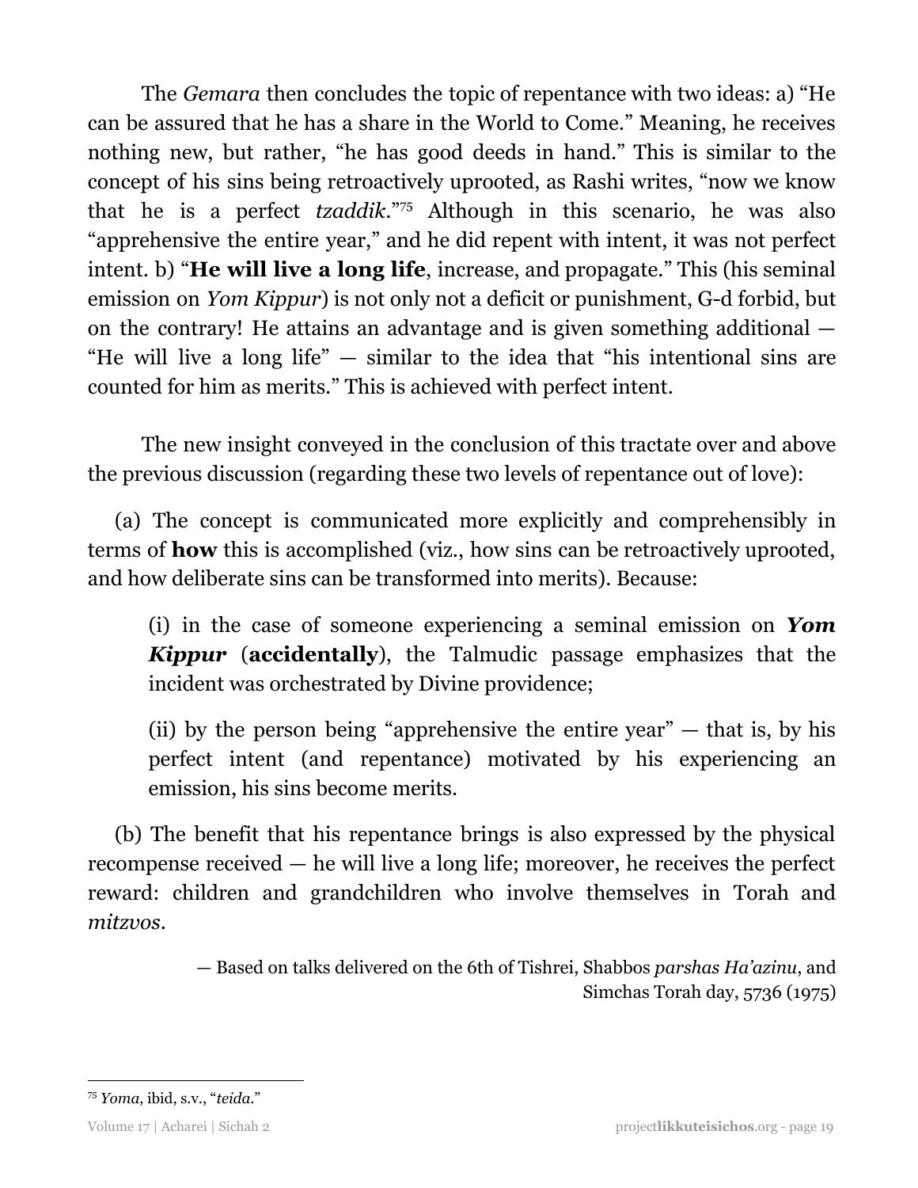The *Gemara* then concludes the topic of repentance with two ideas: a) "He can be assured that he has a share in the World to Come." Meaning, he receives nothing new, but rather, "he has good deeds in hand." This is similar to the concept of his sins being retroactively uprooted, as Rashi writes, "now we know that he is a perfect *tzaddik*."[75] Although in this scenario, he was also "apprehensive the entire year," and he did repent with intent, it was not perfect intent. b) "**He will live a long life**, increase, and propagate." This (his seminal emission on *Yom Kippur*) is not only not a deficit or punishment, G-d forbid, but on the contrary! He attains an advantage and is given something additional — "He will live a long life" — similar to the idea that "his intentional sins are counted for him as merits." This is achieved with perfect intent.

The new insight conveyed in the conclusion of this tractate over and above the previous discussion (regarding these two levels of repentance out of love):

(a) The concept is communicated more explicitly and comprehensibly in terms of **how** this is accomplished (viz., how sins can be retroactively uprooted, and how deliberate sins can be transformed into merits). Because:

> (i) in the case of someone experiencing a seminal emission on ***Yom Kippur*** (**accidentally**), the Talmudic passage emphasizes that the incident was orchestrated by Divine providence;
>
> (ii) by the person being "apprehensive the entire year" — that is, by his perfect intent (and repentance) motivated by his experiencing an emission, his sins become merits.

(b) The benefit that his repentance brings is also expressed by the physical recompense received — he will live a long life; moreover, he receives the perfect reward: children and grandchildren who involve themselves in Torah and *mitzvos*.

— Based on talks delivered on the 6th of Tishrei, Shabbos *parshas Ha'azinu*, and Simchas Torah day, 5736 (1975)

---

[75] *Yoma*, ibid, s.v., "*teida*."